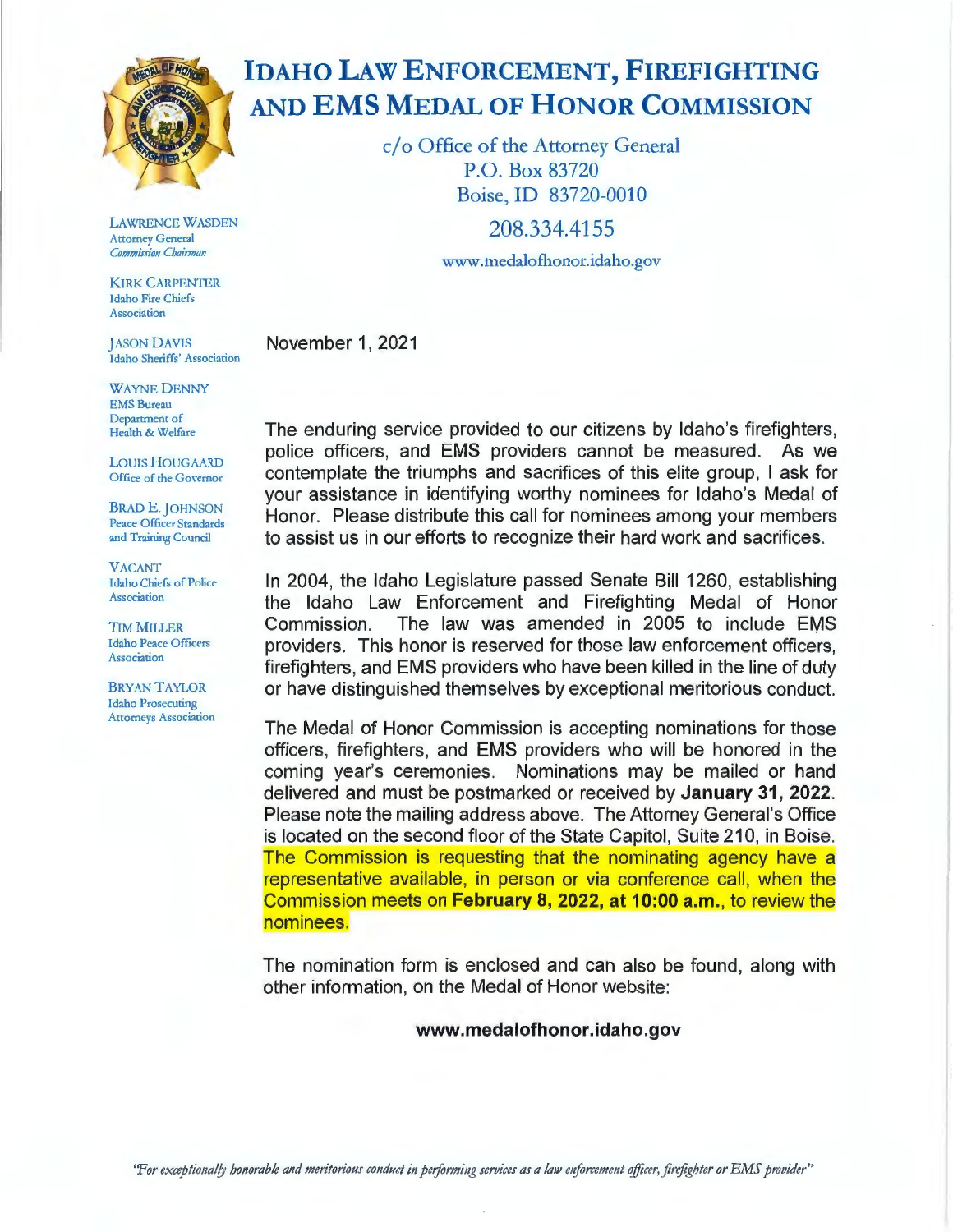# IDAHO LAW ENFORCEMENT, FIREFIGHTING AND EMS MEDAL OF HONOR COMMISSION

c/o Office of the Attorney General
P.O. Box 83720
Boise, ID 83720-0010

208.334.4155

www.medalofhonor.idaho.gov

LAWRENCE WASDEN
Attorney General
*Commission Chairman*

KIRK CARPENTER
Idaho Fire Chiefs Association

JASON DAVIS
Idaho Sheriffs' Association

WAYNE DENNY
EMS Bureau
Department of Health & Welfare

LOUIS HOUGAARD
Office of the Governor

BRAD E. JOHNSON
Peace Officer Standards and Training Council

VACANT
Idaho Chiefs of Police Association

TIM MILLER
Idaho Peace Officers Association

BRYAN TAYLOR
Idaho Prosecuting Attorneys Association

November 1, 2021

The enduring service provided to our citizens by Idaho's firefighters, police officers, and EMS providers cannot be measured. As we contemplate the triumphs and sacrifices of this elite group, I ask for your assistance in identifying worthy nominees for Idaho's Medal of Honor. Please distribute this call for nominees among your members to assist us in our efforts to recognize their hard work and sacrifices.

In 2004, the Idaho Legislature passed Senate Bill 1260, establishing the Idaho Law Enforcement and Firefighting Medal of Honor Commission. The law was amended in 2005 to include EMS providers. This honor is reserved for those law enforcement officers, firefighters, and EMS providers who have been killed in the line of duty or have distinguished themselves by exceptional meritorious conduct.

The Medal of Honor Commission is accepting nominations for those officers, firefighters, and EMS providers who will be honored in the coming year's ceremonies. Nominations may be mailed or hand delivered and must be postmarked or received by **January 31, 2022**. Please note the mailing address above. The Attorney General's Office is located on the second floor of the State Capitol, Suite 210, in Boise. The Commission is requesting that the nominating agency have a representative available, in person or via conference call, when the Commission meets on **February 8, 2022, at 10:00 a.m.**, to review the nominees.

The nomination form is enclosed and can also be found, along with other information, on the Medal of Honor website:

**www.medalofhonor.idaho.gov**

*"For exceptionally honorable and meritorious conduct in performing services as a law enforcement officer, firefighter or EMS provider"*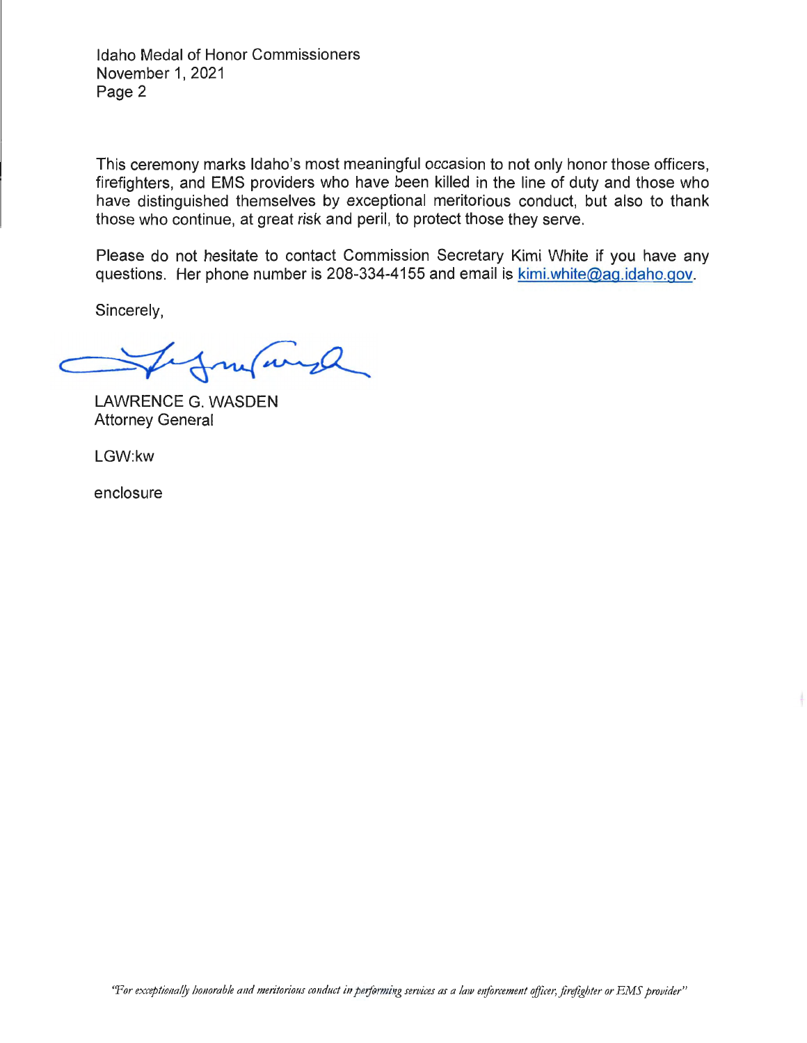This ceremony marks Idaho's most meaningful occasion to not only honor those officers, firefighters, and EMS providers who have been killed in the line of duty and those who have distinguished themselves by exceptional meritorious conduct, but also to thank those who continue, at great risk and peril, to protect those they serve.

Please do not hesitate to contact Commission Secretary Kimi White if you have any questions. Her phone number is 208-334-4155 and email is kimi.white@ag.idaho.gov.

Sincerely,

LAWRENCE G. WASDEN
Attorney General

LGW:kw

enclosure

*"For exceptionally honorable and meritorious conduct in performing services as a law enforcement officer, firefighter or EMS provider"*